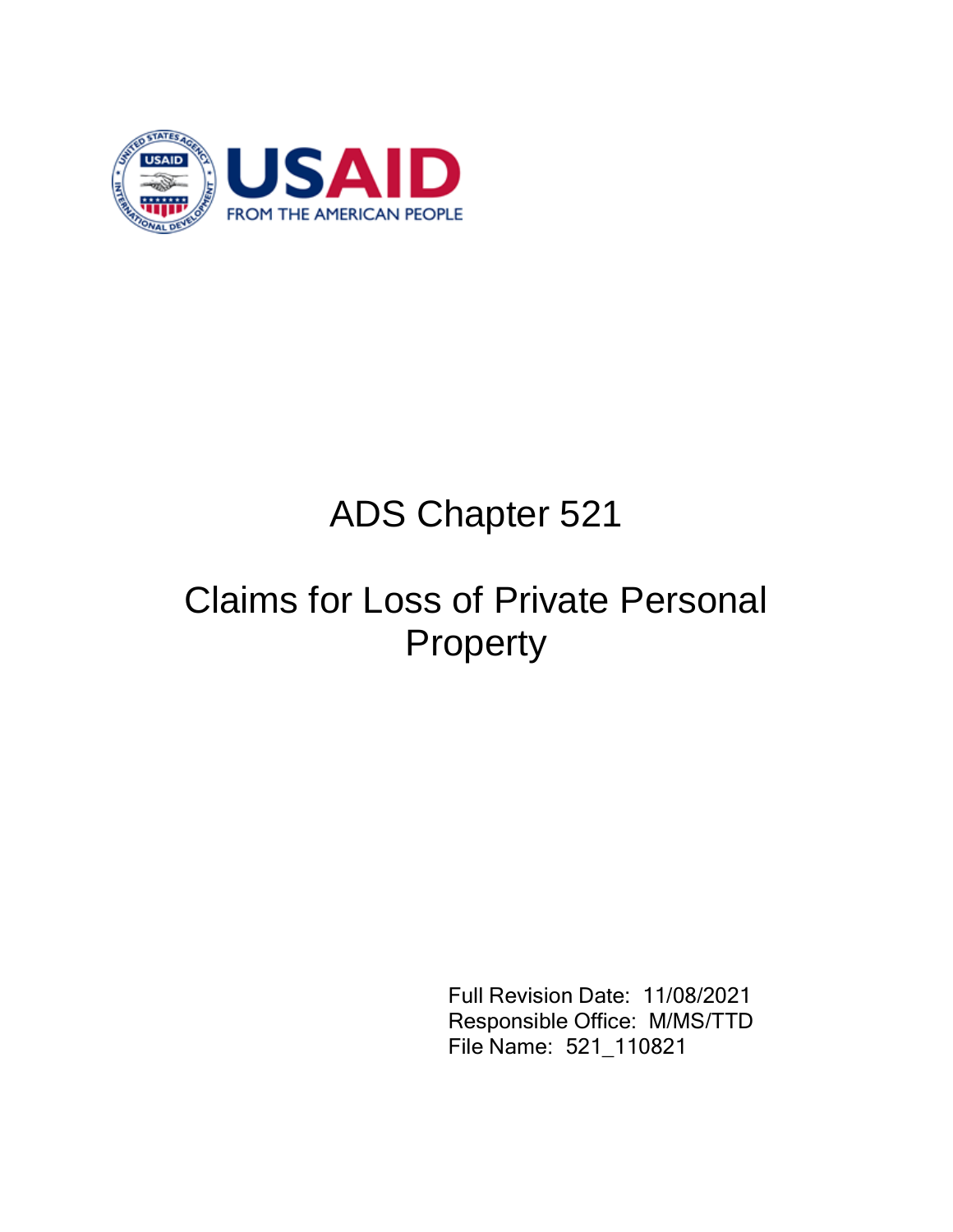USAID
FROM THE AMERICAN PEOPLE

# ADS Chapter 521

# Claims for Loss of Private Personal Property

Full Revision Date: 11/08/2021
Responsible Office: M/MS/TTD
File Name: 521_110821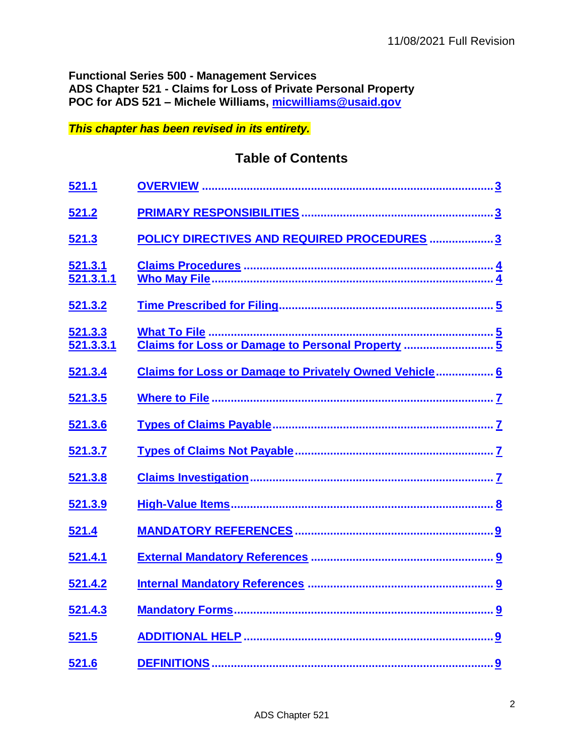11/08/2021 Full Revision

**Functional Series 500 - Management Services**
**ADS Chapter 521 - Claims for Loss of Private Personal Property**
**POC for ADS 521 – Michele Williams, micwilliams@usaid.gov**

***This chapter has been revised in its entirety.***

## Table of Contents

| | | |
|---|---|---|
| 521.1 | OVERVIEW | 3 |
| 521.2 | PRIMARY RESPONSIBILITIES | 3 |
| 521.3 | POLICY DIRECTIVES AND REQUIRED PROCEDURES | 3 |
| 521.3.1 | Claims Procedures | 4 |
| 521.3.1.1 | Who May File | 4 |
| 521.3.2 | Time Prescribed for Filing | 5 |
| 521.3.3 | What To File | 5 |
| 521.3.3.1 | Claims for Loss or Damage to Personal Property | 5 |
| 521.3.4 | Claims for Loss or Damage to Privately Owned Vehicle | 6 |
| 521.3.5 | Where to File | 7 |
| 521.3.6 | Types of Claims Payable | 7 |
| 521.3.7 | Types of Claims Not Payable | 7 |
| 521.3.8 | Claims Investigation | 7 |
| 521.3.9 | High-Value Items | 8 |
| 521.4 | MANDATORY REFERENCES | 9 |
| 521.4.1 | External Mandatory References | 9 |
| 521.4.2 | Internal Mandatory References | 9 |
| 521.4.3 | Mandatory Forms | 9 |
| 521.5 | ADDITIONAL HELP | 9 |
| 521.6 | DEFINITIONS | 9 |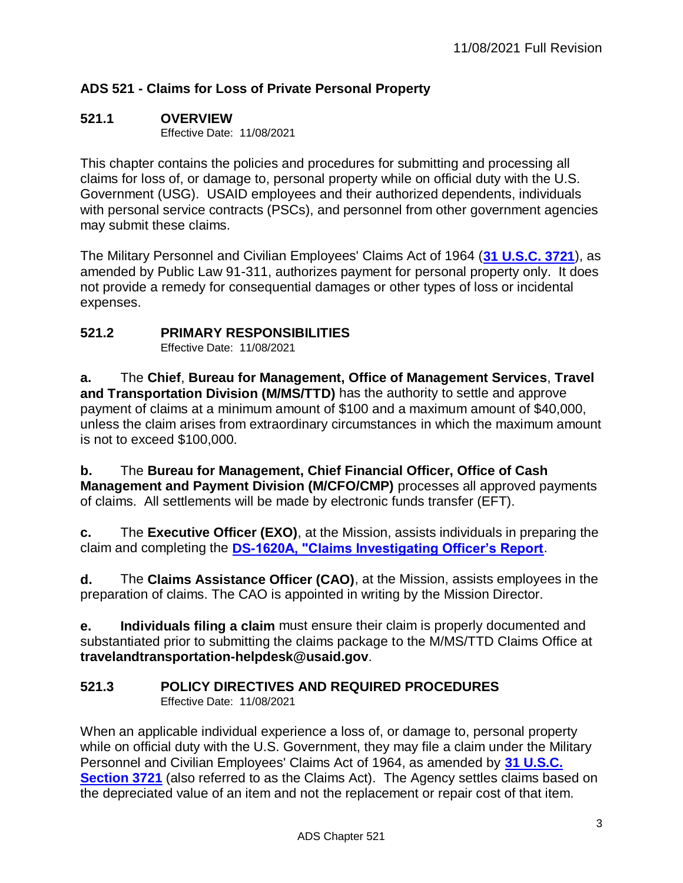## ADS 521 - Claims for Loss of Private Personal Property

### 521.1 OVERVIEW

Effective Date: 11/08/2021

This chapter contains the policies and procedures for submitting and processing all claims for loss of, or damage to, personal property while on official duty with the U.S. Government (USG). USAID employees and their authorized dependents, individuals with personal service contracts (PSCs), and personnel from other government agencies may submit these claims.

The Military Personnel and Civilian Employees' Claims Act of 1964 (**31 U.S.C. 3721**), as amended by Public Law 91-311, authorizes payment for personal property only. It does not provide a remedy for consequential damages or other types of loss or incidental expenses.

### 521.2 PRIMARY RESPONSIBILITIES

Effective Date: 11/08/2021

**a.** The **Chief**, **Bureau for Management, Office of Management Services**, **Travel and Transportation Division (M/MS/TTD)** has the authority to settle and approve payment of claims at a minimum amount of $100 and a maximum amount of $40,000, unless the claim arises from extraordinary circumstances in which the maximum amount is not to exceed $100,000.

**b.** The **Bureau for Management, Chief Financial Officer, Office of Cash Management and Payment Division (M/CFO/CMP)** processes all approved payments of claims. All settlements will be made by electronic funds transfer (EFT).

**c.** The **Executive Officer (EXO)**, at the Mission, assists individuals in preparing the claim and completing the **DS-1620A, "Claims Investigating Officer's Report**.

**d.** The **Claims Assistance Officer (CAO)**, at the Mission, assists employees in the preparation of claims. The CAO is appointed in writing by the Mission Director.

**e.** **Individuals filing a claim** must ensure their claim is properly documented and substantiated prior to submitting the claims package to the M/MS/TTD Claims Office at **travelandtransportation-helpdesk@usaid.gov**.

### 521.3 POLICY DIRECTIVES AND REQUIRED PROCEDURES

Effective Date: 11/08/2021

When an applicable individual experience a loss of, or damage to, personal property while on official duty with the U.S. Government, they may file a claim under the Military Personnel and Civilian Employees' Claims Act of 1964, as amended by **31 U.S.C. Section 3721** (also referred to as the Claims Act). The Agency settles claims based on the depreciated value of an item and not the replacement or repair cost of that item.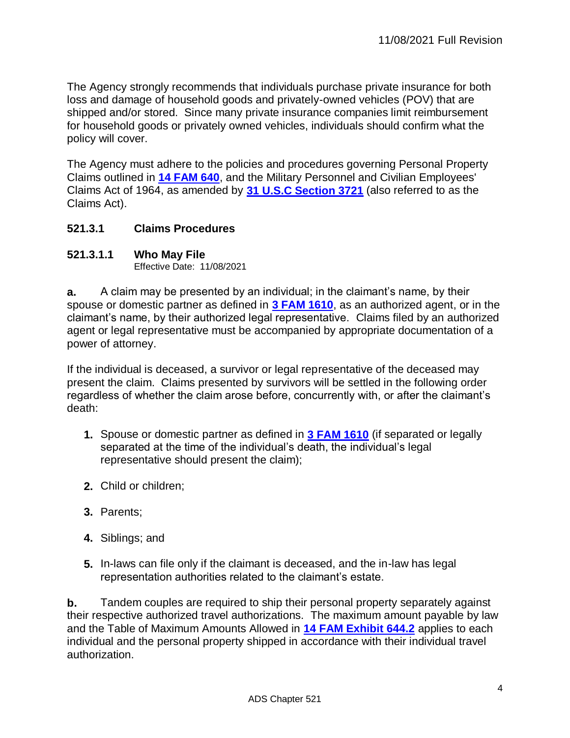The Agency strongly recommends that individuals purchase private insurance for both loss and damage of household goods and privately-owned vehicles (POV) that are shipped and/or stored. Since many private insurance companies limit reimbursement for household goods or privately owned vehicles, individuals should confirm what the policy will cover.

The Agency must adhere to the policies and procedures governing Personal Property Claims outlined in **14 FAM 640**, and the Military Personnel and Civilian Employees' Claims Act of 1964, as amended by **31 U.S.C Section 3721** (also referred to as the Claims Act).

### 521.3.1 Claims Procedures

#### 521.3.1.1 Who May File

Effective Date: 11/08/2021

**a.** A claim may be presented by an individual; in the claimant's name, by their spouse or domestic partner as defined in **3 FAM 1610**, as an authorized agent, or in the claimant's name, by their authorized legal representative. Claims filed by an authorized agent or legal representative must be accompanied by appropriate documentation of a power of attorney.

If the individual is deceased, a survivor or legal representative of the deceased may present the claim. Claims presented by survivors will be settled in the following order regardless of whether the claim arose before, concurrently with, or after the claimant's death:

1. Spouse or domestic partner as defined in **3 FAM 1610** (if separated or legally separated at the time of the individual's death, the individual's legal representative should present the claim);
2. Child or children;
3. Parents;
4. Siblings; and
5. In-laws can file only if the claimant is deceased, and the in-law has legal representation authorities related to the claimant's estate.

**b.** Tandem couples are required to ship their personal property separately against their respective authorized travel authorizations. The maximum amount payable by law and the Table of Maximum Amounts Allowed in **14 FAM Exhibit 644.2** applies to each individual and the personal property shipped in accordance with their individual travel authorization.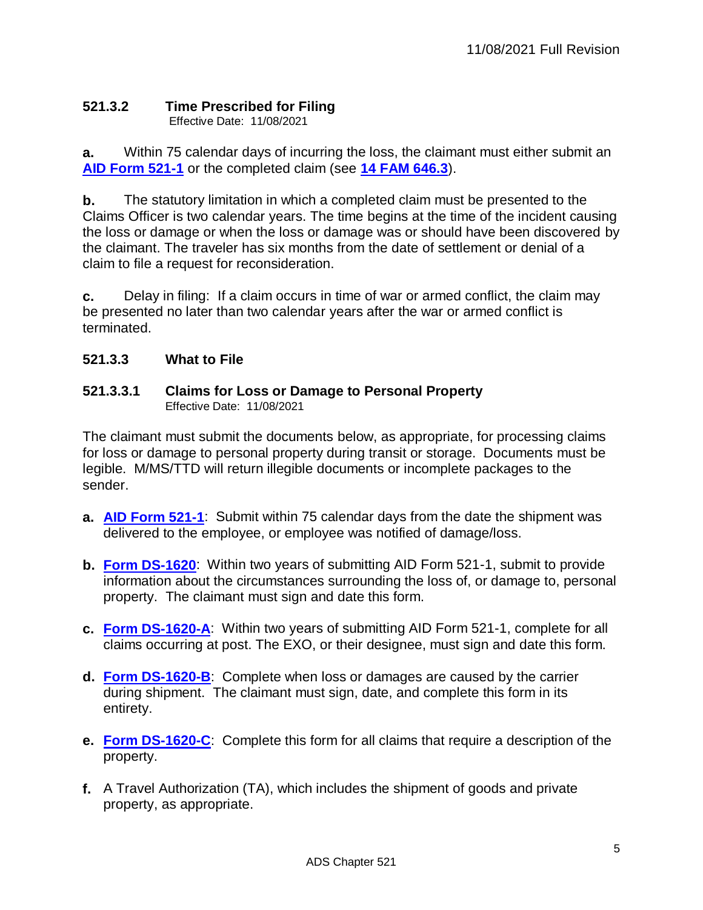11/08/2021 Full Revision

### 521.3.2 Time Prescribed for Filing

Effective Date: 11/08/2021

**a.** Within 75 calendar days of incurring the loss, the claimant must either submit an **AID Form 521-1** or the completed claim (see **14 FAM 646.3**).

**b.** The statutory limitation in which a completed claim must be presented to the Claims Officer is two calendar years. The time begins at the time of the incident causing the loss or damage or when the loss or damage was or should have been discovered by the claimant. The traveler has six months from the date of settlement or denial of a claim to file a request for reconsideration.

**c.** Delay in filing: If a claim occurs in time of war or armed conflict, the claim may be presented no later than two calendar years after the war or armed conflict is terminated.

### 521.3.3 What to File

#### 521.3.3.1 Claims for Loss or Damage to Personal Property

Effective Date: 11/08/2021

The claimant must submit the documents below, as appropriate, for processing claims for loss or damage to personal property during transit or storage. Documents must be legible. M/MS/TTD will return illegible documents or incomplete packages to the sender.

**a.** **AID Form 521-1**: Submit within 75 calendar days from the date the shipment was delivered to the employee, or employee was notified of damage/loss.

**b.** **Form DS-1620**: Within two years of submitting AID Form 521-1, submit to provide information about the circumstances surrounding the loss of, or damage to, personal property. The claimant must sign and date this form.

**c.** **Form DS-1620-A**: Within two years of submitting AID Form 521-1, complete for all claims occurring at post. The EXO, or their designee, must sign and date this form.

**d.** **Form DS-1620-B**: Complete when loss or damages are caused by the carrier during shipment. The claimant must sign, date, and complete this form in its entirety.

**e.** **Form DS-1620-C**: Complete this form for all claims that require a description of the property.

**f.** A Travel Authorization (TA), which includes the shipment of goods and private property, as appropriate.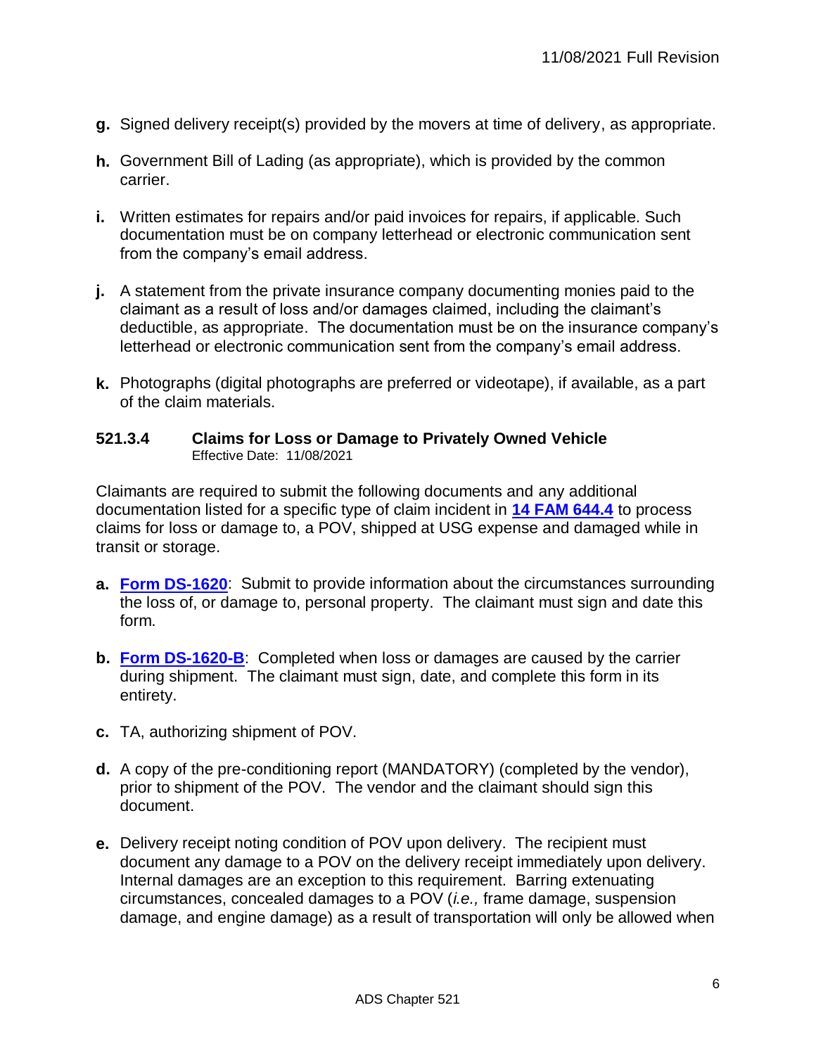**g.** Signed delivery receipt(s) provided by the movers at time of delivery, as appropriate.

**h.** Government Bill of Lading (as appropriate), which is provided by the common carrier.

**i.** Written estimates for repairs and/or paid invoices for repairs, if applicable. Such documentation must be on company letterhead or electronic communication sent from the company's email address.

**j.** A statement from the private insurance company documenting monies paid to the claimant as a result of loss and/or damages claimed, including the claimant's deductible, as appropriate. The documentation must be on the insurance company's letterhead or electronic communication sent from the company's email address.

**k.** Photographs (digital photographs are preferred or videotape), if available, as a part of the claim materials.

### 521.3.4 Claims for Loss or Damage to Privately Owned Vehicle

Effective Date: 11/08/2021

Claimants are required to submit the following documents and any additional documentation listed for a specific type of claim incident in **14 FAM 644.4** to process claims for loss or damage to, a POV, shipped at USG expense and damaged while in transit or storage.

**a.** **Form DS-1620**: Submit to provide information about the circumstances surrounding the loss of, or damage to, personal property. The claimant must sign and date this form.

**b.** **Form DS-1620-B**: Completed when loss or damages are caused by the carrier during shipment. The claimant must sign, date, and complete this form in its entirety.

**c.** TA, authorizing shipment of POV.

**d.** A copy of the pre-conditioning report (MANDATORY) (completed by the vendor), prior to shipment of the POV. The vendor and the claimant should sign this document.

**e.** Delivery receipt noting condition of POV upon delivery. The recipient must document any damage to a POV on the delivery receipt immediately upon delivery. Internal damages are an exception to this requirement. Barring extenuating circumstances, concealed damages to a POV (*i.e.,* frame damage, suspension damage, and engine damage) as a result of transportation will only be allowed when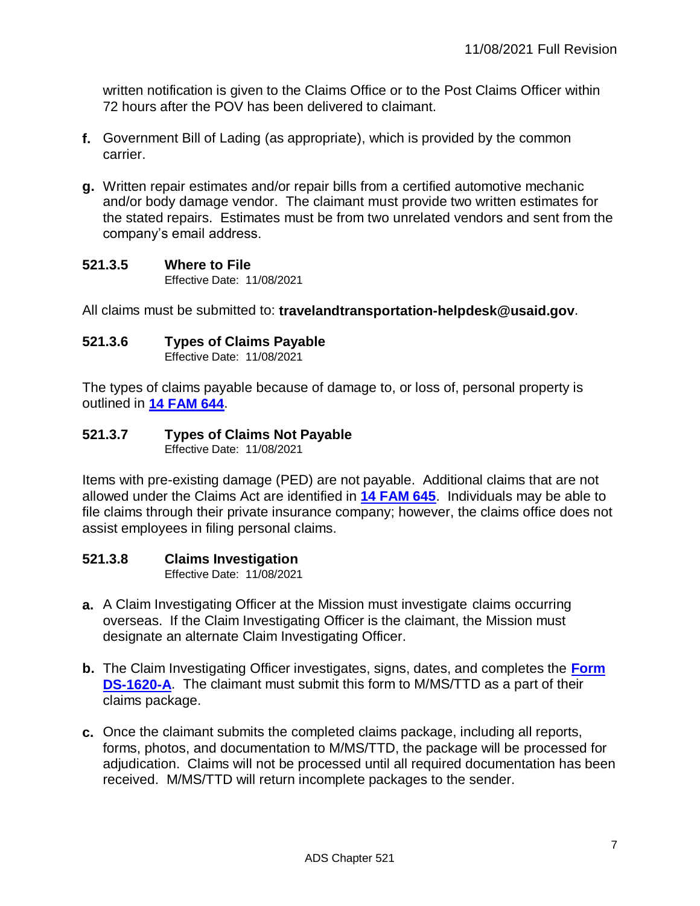written notification is given to the Claims Office or to the Post Claims Officer within 72 hours after the POV has been delivered to claimant.

**f.** Government Bill of Lading (as appropriate), which is provided by the common carrier.

**g.** Written repair estimates and/or repair bills from a certified automotive mechanic and/or body damage vendor. The claimant must provide two written estimates for the stated repairs. Estimates must be from two unrelated vendors and sent from the company's email address.

### 521.3.5 Where to File
Effective Date: 11/08/2021

All claims must be submitted to: **travelandtransportation-helpdesk@usaid.gov**.

### 521.3.6 Types of Claims Payable
Effective Date: 11/08/2021

The types of claims payable because of damage to, or loss of, personal property is outlined in **14 FAM 644**.

### 521.3.7 Types of Claims Not Payable
Effective Date: 11/08/2021

Items with pre-existing damage (PED) are not payable. Additional claims that are not allowed under the Claims Act are identified in **14 FAM 645**. Individuals may be able to file claims through their private insurance company; however, the claims office does not assist employees in filing personal claims.

### 521.3.8 Claims Investigation
Effective Date: 11/08/2021

**a.** A Claim Investigating Officer at the Mission must investigate claims occurring overseas. If the Claim Investigating Officer is the claimant, the Mission must designate an alternate Claim Investigating Officer.

**b.** The Claim Investigating Officer investigates, signs, dates, and completes the **Form DS-1620-A**. The claimant must submit this form to M/MS/TTD as a part of their claims package.

**c.** Once the claimant submits the completed claims package, including all reports, forms, photos, and documentation to M/MS/TTD, the package will be processed for adjudication. Claims will not be processed until all required documentation has been received. M/MS/TTD will return incomplete packages to the sender.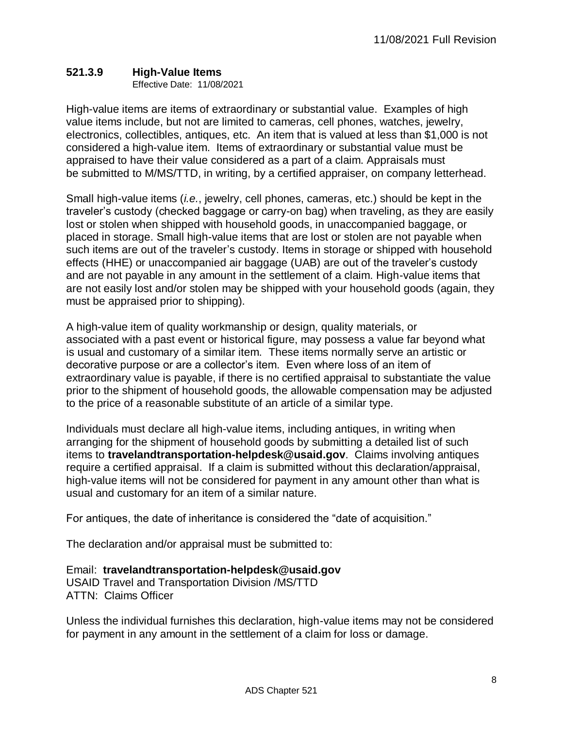### 521.3.9 High-Value Items

Effective Date: 11/08/2021

High-value items are items of extraordinary or substantial value. Examples of high value items include, but not are limited to cameras, cell phones, watches, jewelry, electronics, collectibles, antiques, etc. An item that is valued at less than $1,000 is not considered a high-value item. Items of extraordinary or substantial value must be appraised to have their value considered as a part of a claim. Appraisals must be submitted to M/MS/TTD, in writing, by a certified appraiser, on company letterhead.

Small high-value items (*i.e.*, jewelry, cell phones, cameras, etc.) should be kept in the traveler's custody (checked baggage or carry-on bag) when traveling, as they are easily lost or stolen when shipped with household goods, in unaccompanied baggage, or placed in storage. Small high-value items that are lost or stolen are not payable when such items are out of the traveler's custody. Items in storage or shipped with household effects (HHE) or unaccompanied air baggage (UAB) are out of the traveler's custody and are not payable in any amount in the settlement of a claim. High-value items that are not easily lost and/or stolen may be shipped with your household goods (again, they must be appraised prior to shipping).

A high-value item of quality workmanship or design, quality materials, or associated with a past event or historical figure, may possess a value far beyond what is usual and customary of a similar item. These items normally serve an artistic or decorative purpose or are a collector's item. Even where loss of an item of extraordinary value is payable, if there is no certified appraisal to substantiate the value prior to the shipment of household goods, the allowable compensation may be adjusted to the price of a reasonable substitute of an article of a similar type.

Individuals must declare all high-value items, including antiques, in writing when arranging for the shipment of household goods by submitting a detailed list of such items to **travelandtransportation-helpdesk@usaid.gov**. Claims involving antiques require a certified appraisal. If a claim is submitted without this declaration/appraisal, high-value items will not be considered for payment in any amount other than what is usual and customary for an item of a similar nature.

For antiques, the date of inheritance is considered the "date of acquisition."

The declaration and/or appraisal must be submitted to:

Email: **travelandtransportation-helpdesk@usaid.gov**
USAID Travel and Transportation Division /MS/TTD
ATTN: Claims Officer

Unless the individual furnishes this declaration, high-value items may not be considered for payment in any amount in the settlement of a claim for loss or damage.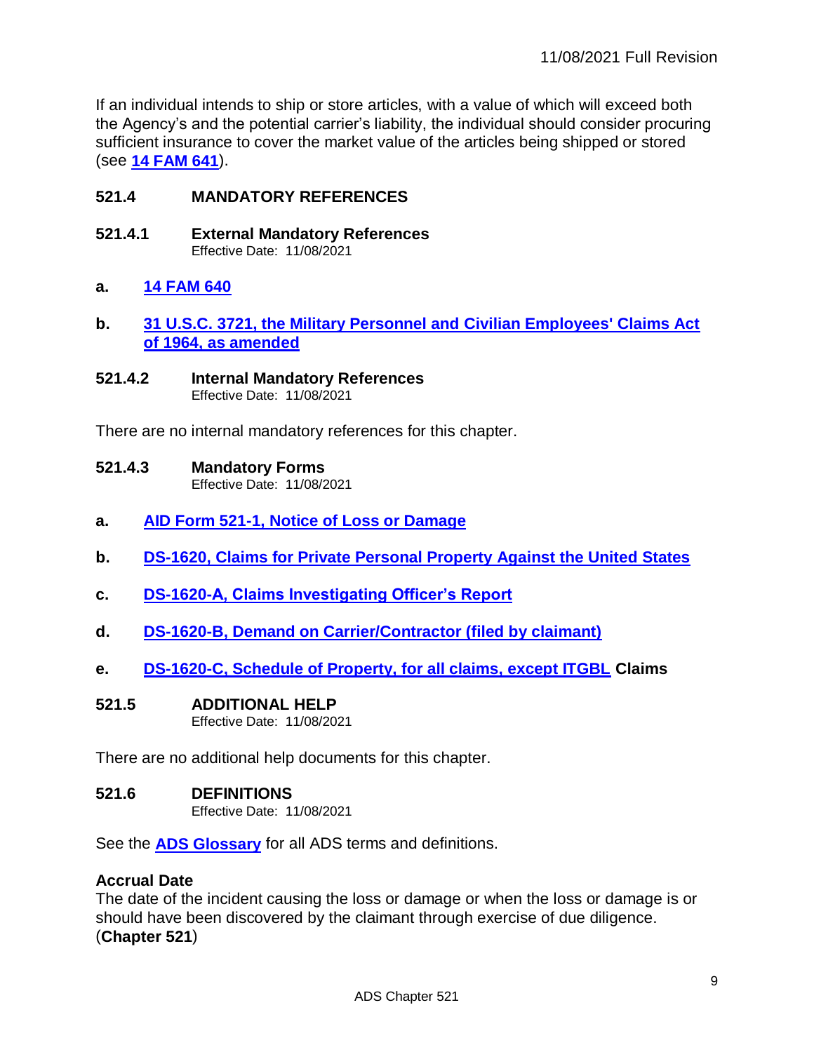If an individual intends to ship or store articles, with a value of which will exceed both the Agency's and the potential carrier's liability, the individual should consider procuring sufficient insurance to cover the market value of the articles being shipped or stored (see **14 FAM 641**).

## 521.4 MANDATORY REFERENCES

### 521.4.1 External Mandatory References
Effective Date: 11/08/2021

**a.** **14 FAM 640**

**b.** **31 U.S.C. 3721, the Military Personnel and Civilian Employees' Claims Act of 1964, as amended**

### 521.4.2 Internal Mandatory References
Effective Date: 11/08/2021

There are no internal mandatory references for this chapter.

### 521.4.3 Mandatory Forms
Effective Date: 11/08/2021

**a.** **AID Form 521-1, Notice of Loss or Damage**

**b.** **DS-1620, Claims for Private Personal Property Against the United States**

**c.** **DS-1620-A, Claims Investigating Officer's Report**

**d.** **DS-1620-B, Demand on Carrier/Contractor (filed by claimant)**

**e.** **DS-1620-C, Schedule of Property, for all claims, except ITGBL Claims**

## 521.5 ADDITIONAL HELP
Effective Date: 11/08/2021

There are no additional help documents for this chapter.

## 521.6 DEFINITIONS
Effective Date: 11/08/2021

See the **ADS Glossary** for all ADS terms and definitions.

**Accrual Date**
The date of the incident causing the loss or damage or when the loss or damage is or should have been discovered by the claimant through exercise of due diligence. (**Chapter 521**)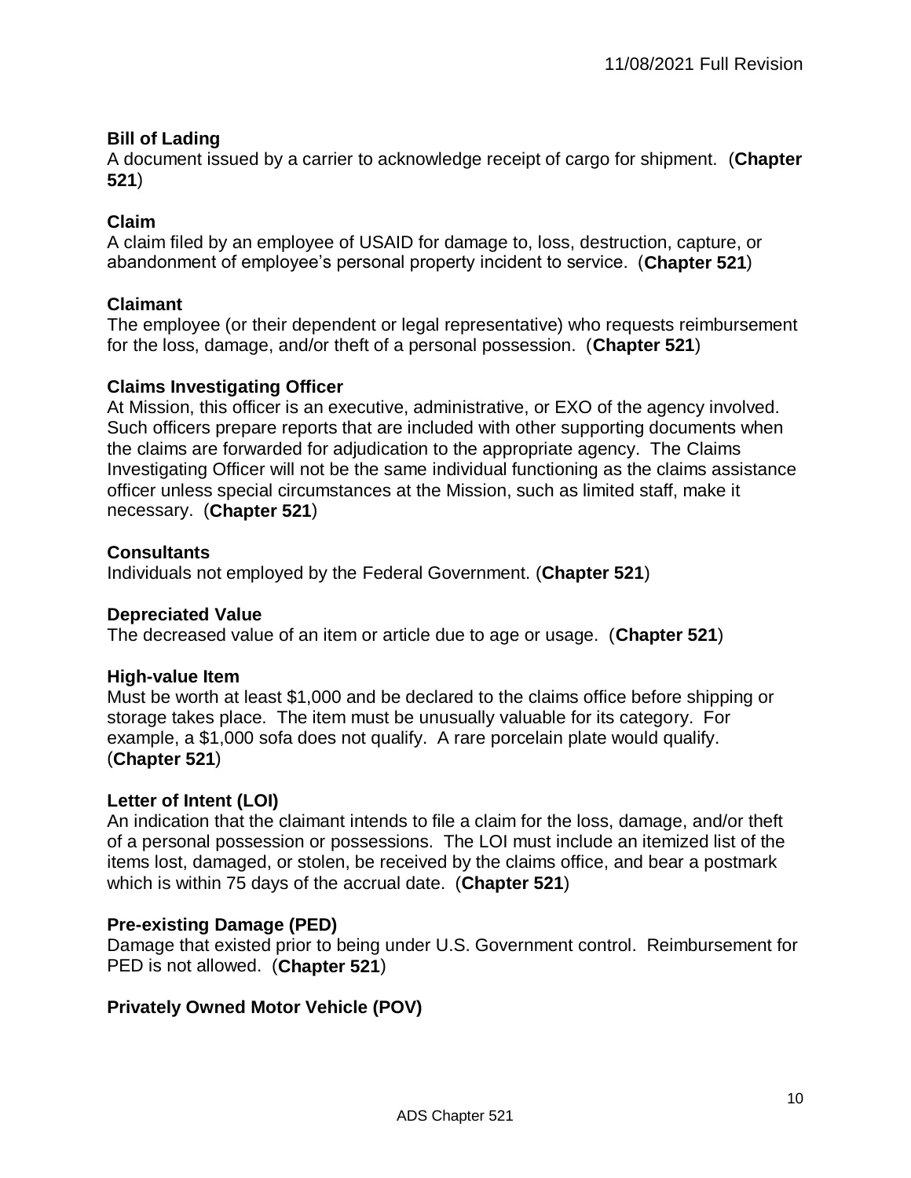**Bill of Lading**

A document issued by a carrier to acknowledge receipt of cargo for shipment. (**Chapter 521**)

**Claim**

A claim filed by an employee of USAID for damage to, loss, destruction, capture, or abandonment of employee's personal property incident to service. (**Chapter 521**)

**Claimant**

The employee (or their dependent or legal representative) who requests reimbursement for the loss, damage, and/or theft of a personal possession. (**Chapter 521**)

**Claims Investigating Officer**

At Mission, this officer is an executive, administrative, or EXO of the agency involved. Such officers prepare reports that are included with other supporting documents when the claims are forwarded for adjudication to the appropriate agency. The Claims Investigating Officer will not be the same individual functioning as the claims assistance officer unless special circumstances at the Mission, such as limited staff, make it necessary. (**Chapter 521**)

**Consultants**

Individuals not employed by the Federal Government. (**Chapter 521**)

**Depreciated Value**

The decreased value of an item or article due to age or usage. (**Chapter 521**)

**High-value Item**

Must be worth at least $1,000 and be declared to the claims office before shipping or storage takes place. The item must be unusually valuable for its category. For example, a $1,000 sofa does not qualify. A rare porcelain plate would qualify. (**Chapter 521**)

**Letter of Intent (LOI)**

An indication that the claimant intends to file a claim for the loss, damage, and/or theft of a personal possession or possessions. The LOI must include an itemized list of the items lost, damaged, or stolen, be received by the claims office, and bear a postmark which is within 75 days of the accrual date. (**Chapter 521**)

**Pre-existing Damage (PED)**

Damage that existed prior to being under U.S. Government control. Reimbursement for PED is not allowed. (**Chapter 521**)

**Privately Owned Motor Vehicle (POV)**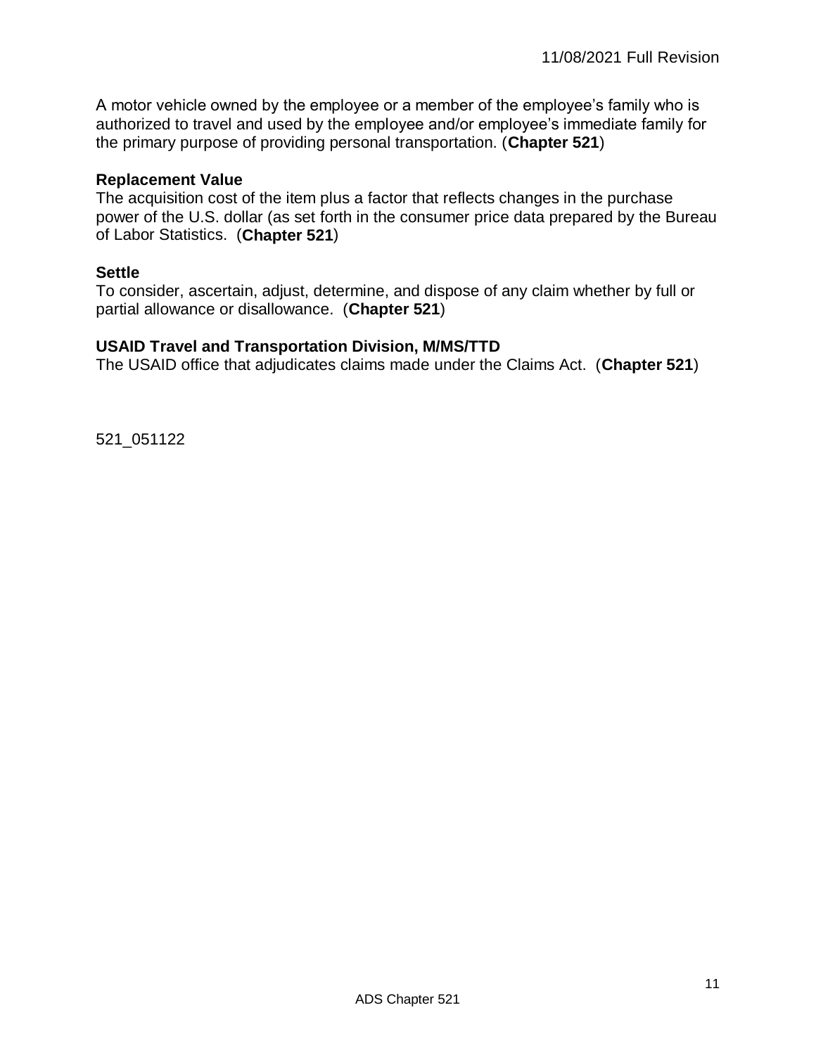A motor vehicle owned by the employee or a member of the employee's family who is authorized to travel and used by the employee and/or employee's immediate family for the primary purpose of providing personal transportation. (**Chapter 521**)

**Replacement Value**
The acquisition cost of the item plus a factor that reflects changes in the purchase power of the U.S. dollar (as set forth in the consumer price data prepared by the Bureau of Labor Statistics. (**Chapter 521**)

**Settle**
To consider, ascertain, adjust, determine, and dispose of any claim whether by full or partial allowance or disallowance. (**Chapter 521**)

**USAID Travel and Transportation Division, M/MS/TTD**
The USAID office that adjudicates claims made under the Claims Act. (**Chapter 521**)

521_051122